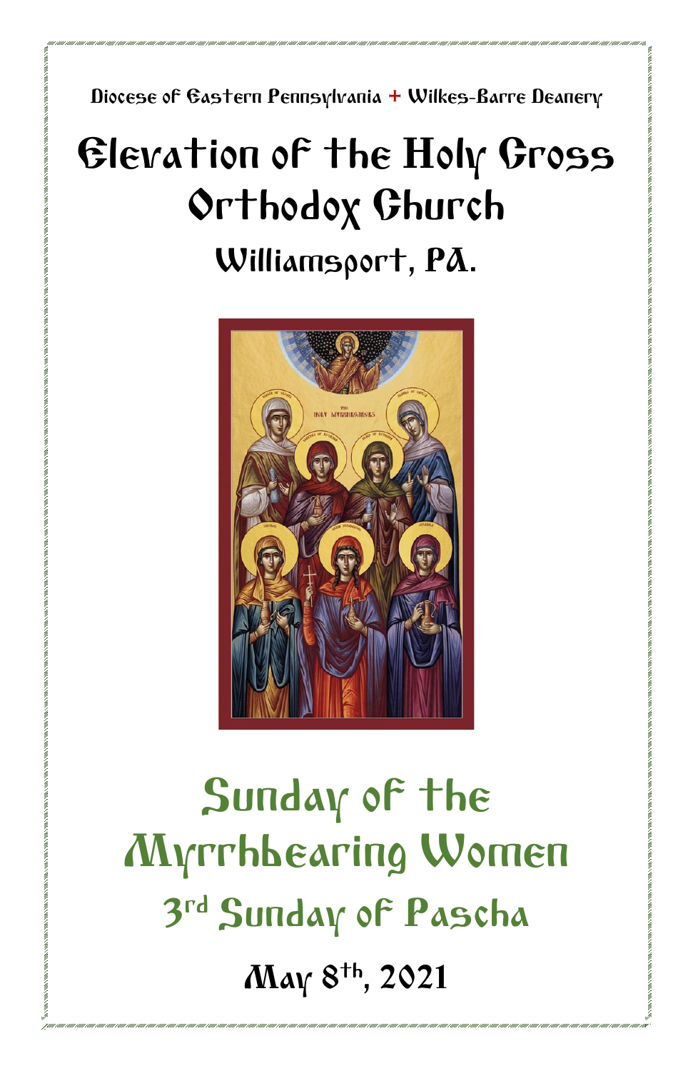Diocese of Eastern Pennsylvania + Wilkes-Barre Deanery

# Elevation of the Holy Cross Orthodox Church

## Williamsport, PA.

# Sunday of the Myrrhbearing Women

## 3rd Sunday of Pascha

## May 8th, 2021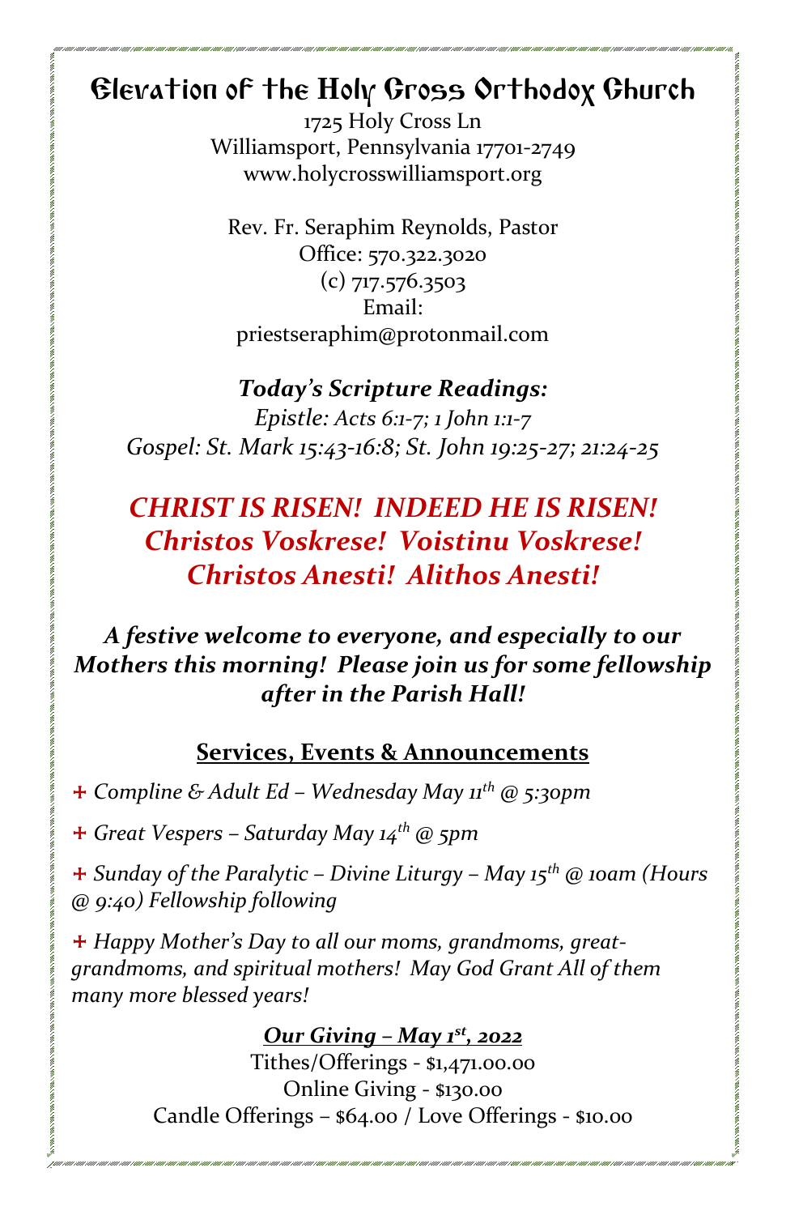# Elevation of the Holy Cross Orthodox Church

1725 Holy Cross Ln
Williamsport, Pennsylvania 17701-2749
www.holycrosswilliamsport.org

Rev. Fr. Seraphim Reynolds, Pastor
Office: 570.322.3020
(c) 717.576.3503
Email:
priestseraphim@protonmail.com

***Today's Scripture Readings:***
*Epistle: Acts 6:1-7; 1 John 1:1-7*
*Gospel: St. Mark 15:43-16:8; St. John 19:25-27; 21:24-25*

***CHRIST IS RISEN! INDEED HE IS RISEN!***
***Christos Voskrese! Voistinu Voskrese!***
***Christos Anesti! Alithos Anesti!***

***A festive welcome to everyone, and especially to our Mothers this morning! Please join us for some fellowship after in the Parish Hall!***

## Services, Events & Announcements

+ *Compline & Adult Ed – Wednesday May 11th @ 5:30pm*

+ *Great Vespers – Saturday May 14th @ 5pm*

+ *Sunday of the Paralytic – Divine Liturgy – May 15th @ 10am (Hours @ 9:40) Fellowship following*

+ *Happy Mother's Day to all our moms, grandmoms, great-grandmoms, and spiritual mothers! May God Grant All of them many more blessed years!*

***Our Giving – May 1st, 2022***

Tithes/Offerings - $1,471.00.00
Online Giving - $130.00
Candle Offerings – $64.00 / Love Offerings - $10.00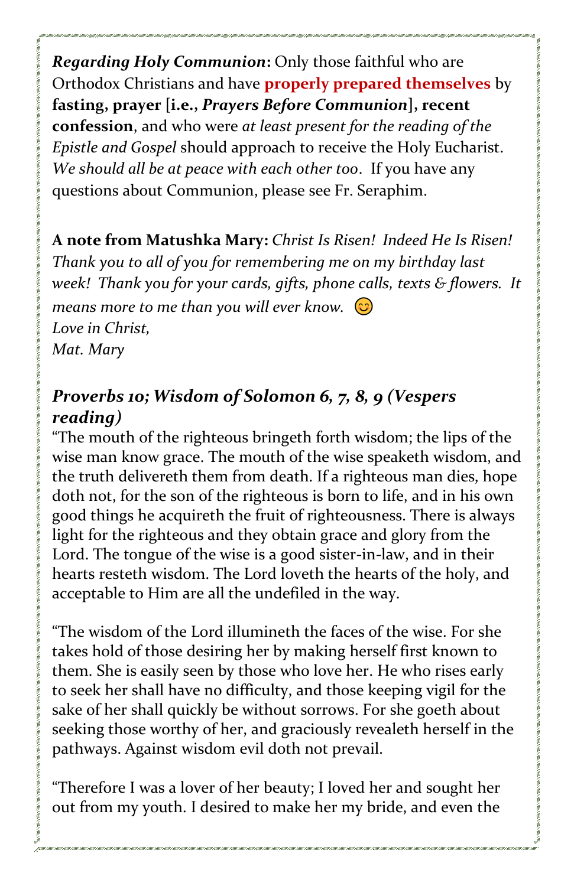***Regarding Holy Communion*:** Only those faithful who are Orthodox Christians and have **properly prepared themselves** by **fasting, prayer [i.e., *Prayers Before Communion*], recent confession**, and who were *at least present for the reading of the Epistle and Gospel* should approach to receive the Holy Eucharist. *We should all be at peace with each other too*. If you have any questions about Communion, please see Fr. Seraphim.

**A note from Matushka Mary:** *Christ Is Risen! Indeed He Is Risen! Thank you to all of you for remembering me on my birthday last week! Thank you for your cards, gifts, phone calls, texts & flowers. It means more to me than you will ever know.* 😊
*Love in Christ,*
*Mat. Mary*

### *Proverbs 10; Wisdom of Solomon 6, 7, 8, 9 (Vespers reading)*

"The mouth of the righteous bringeth forth wisdom; the lips of the wise man know grace. The mouth of the wise speaketh wisdom, and the truth delivereth them from death. If a righteous man dies, hope doth not, for the son of the righteous is born to life, and in his own good things he acquireth the fruit of righteousness. There is always light for the righteous and they obtain grace and glory from the Lord. The tongue of the wise is a good sister-in-law, and in their hearts resteth wisdom. The Lord loveth the hearts of the holy, and acceptable to Him are all the undefiled in the way.

"The wisdom of the Lord illumineth the faces of the wise. For she takes hold of those desiring her by making herself first known to them. She is easily seen by those who love her. He who rises early to seek her shall have no difficulty, and those keeping vigil for the sake of her shall quickly be without sorrows. For she goeth about seeking those worthy of her, and graciously revealeth herself in the pathways. Against wisdom evil doth not prevail.

"Therefore I was a lover of her beauty; I loved her and sought her out from my youth. I desired to make her my bride, and even the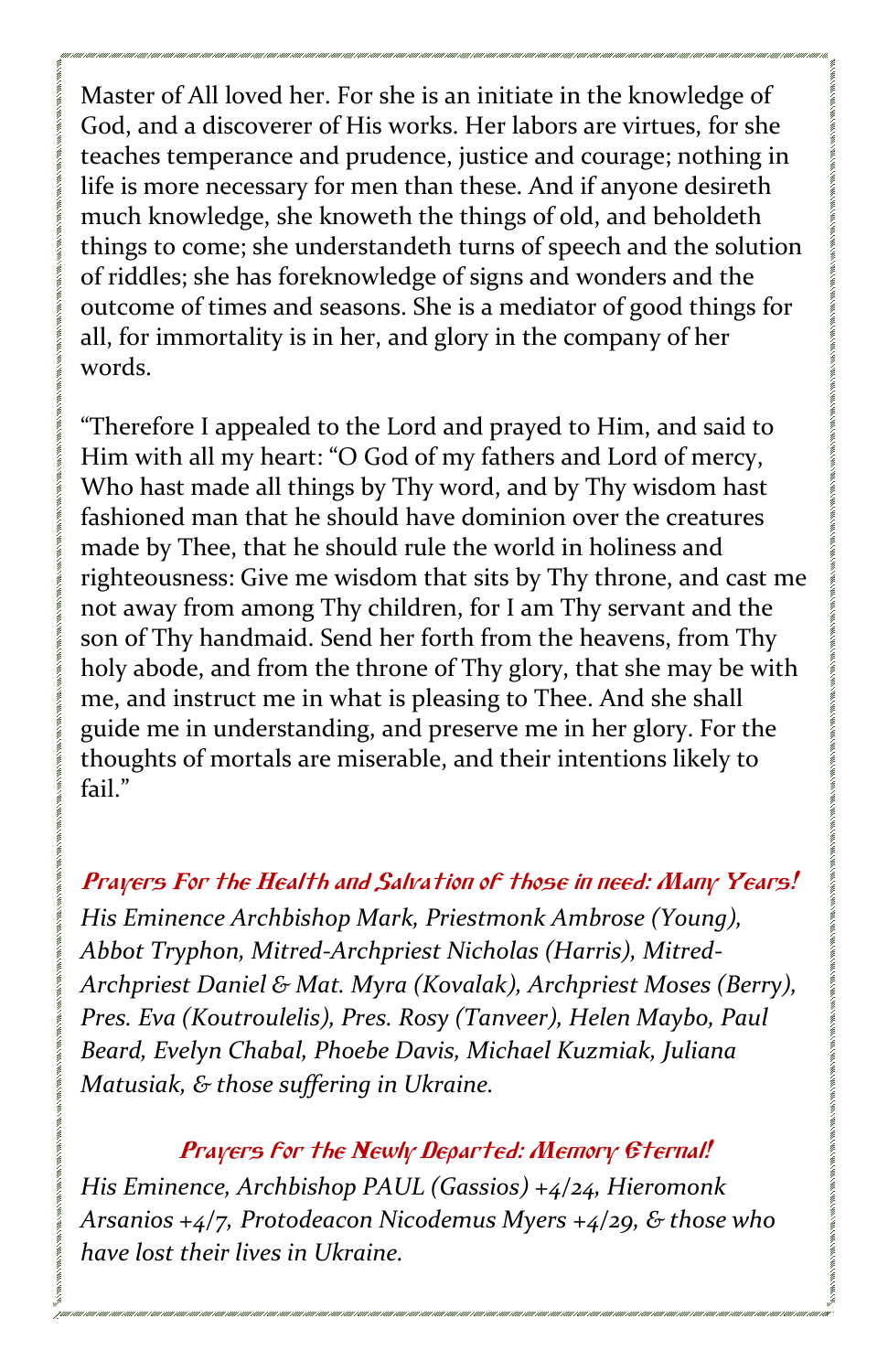Master of All loved her. For she is an initiate in the knowledge of God, and a discoverer of His works. Her labors are virtues, for she teaches temperance and prudence, justice and courage; nothing in life is more necessary for men than these. And if anyone desireth much knowledge, she knoweth the things of old, and beholdeth things to come; she understandeth turns of speech and the solution of riddles; she has foreknowledge of signs and wonders and the outcome of times and seasons. She is a mediator of good things for all, for immortality is in her, and glory in the company of her words.

"Therefore I appealed to the Lord and prayed to Him, and said to Him with all my heart: "O God of my fathers and Lord of mercy, Who hast made all things by Thy word, and by Thy wisdom hast fashioned man that he should have dominion over the creatures made by Thee, that he should rule the world in holiness and righteousness: Give me wisdom that sits by Thy throne, and cast me not away from among Thy children, for I am Thy servant and the son of Thy handmaid. Send her forth from the heavens, from Thy holy abode, and from the throne of Thy glory, that she may be with me, and instruct me in what is pleasing to Thee. And she shall guide me in understanding, and preserve me in her glory. For the thoughts of mortals are miserable, and their intentions likely to fail."

### Prayers For the Health and Salvation of those in need: Many Years!

*His Eminence Archbishop Mark, Priestmonk Ambrose (Young), Abbot Tryphon, Mitred-Archpriest Nicholas (Harris), Mitred-Archpriest Daniel & Mat. Myra (Kovalak), Archpriest Moses (Berry), Pres. Eva (Koutroulelis), Pres. Rosy (Tanveer), Helen Maybo, Paul Beard, Evelyn Chabal, Phoebe Davis, Michael Kuzmiak, Juliana Matusiak, & those suffering in Ukraine.*

### Prayers for the Newly Departed: Memory Eternal!

*His Eminence, Archbishop PAUL (Gassios) +4/24, Hieromonk Arsanios +4/7, Protodeacon Nicodemus Myers +4/29, & those who have lost their lives in Ukraine.*